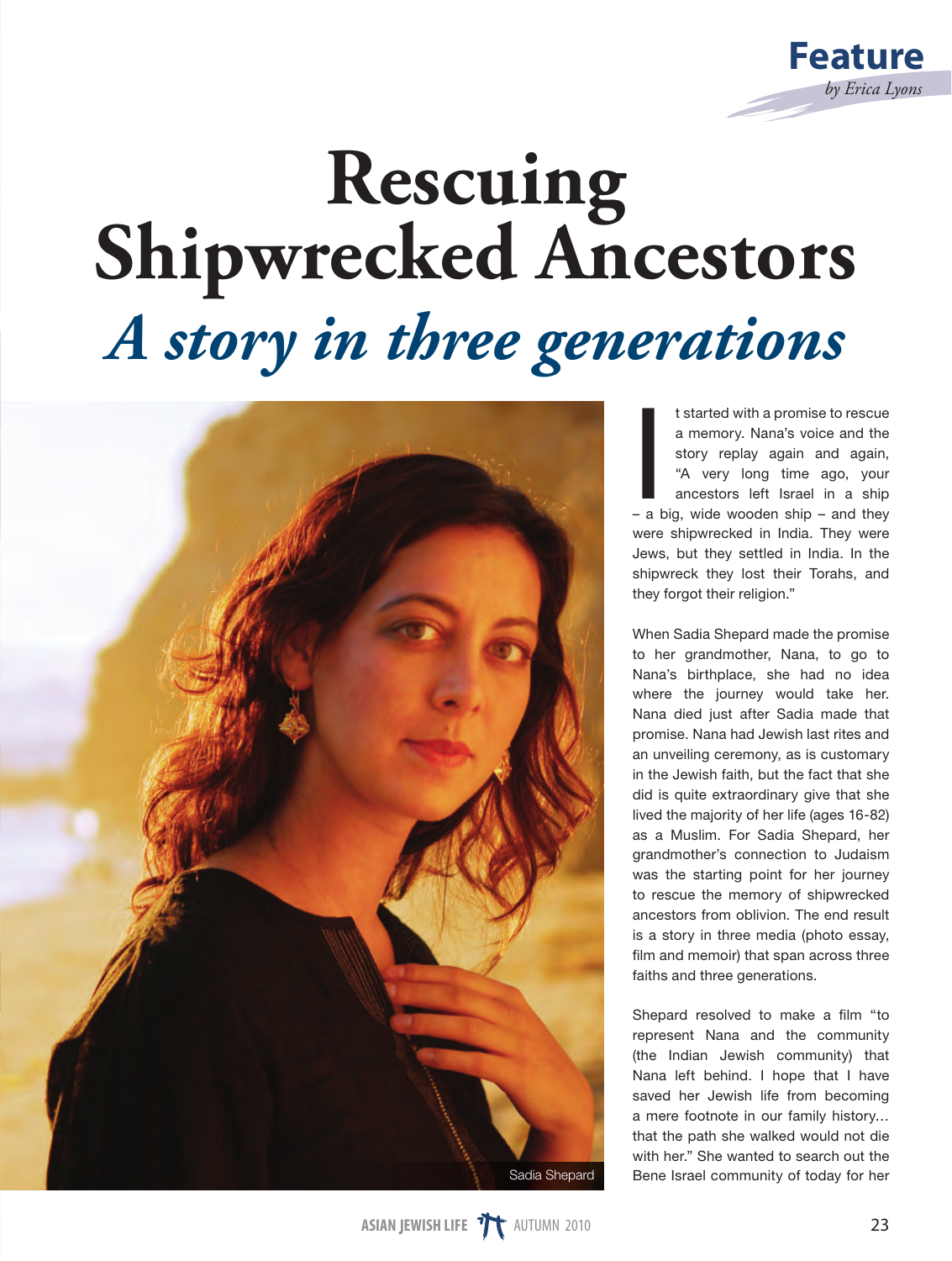Feature

*by Erica Lyons*

# Rescuing Shipwrecked Ancestors

## *A story in three generations*

Sadia Shepard

It started with a promise to rescue a memory. Nana's voice and the story replay again and again, "A very long time ago, your ancestors left Israel in a ship – a big, wide wooden ship – and they were shipwrecked in India. They were Jews, but they settled in India. In the shipwreck they lost their Torahs, and they forgot their religion."

When Sadia Shepard made the promise to her grandmother, Nana, to go to Nana's birthplace, she had no idea where the journey would take her. Nana died just after Sadia made that promise. Nana had Jewish last rites and an unveiling ceremony, as is customary in the Jewish faith, but the fact that she did is quite extraordinary give that she lived the majority of her life (ages 16-82) as a Muslim. For Sadia Shepard, her grandmother's connection to Judaism was the starting point for her journey to rescue the memory of shipwrecked ancestors from oblivion. The end result is a story in three media (photo essay, film and memoir) that span across three faiths and three generations.

Shepard resolved to make a film "to represent Nana and the community (the Indian Jewish community) that Nana left behind. I hope that I have saved her Jewish life from becoming a mere footnote in our family history… that the path she walked would not die with her." She wanted to search out the Bene Israel community of today for her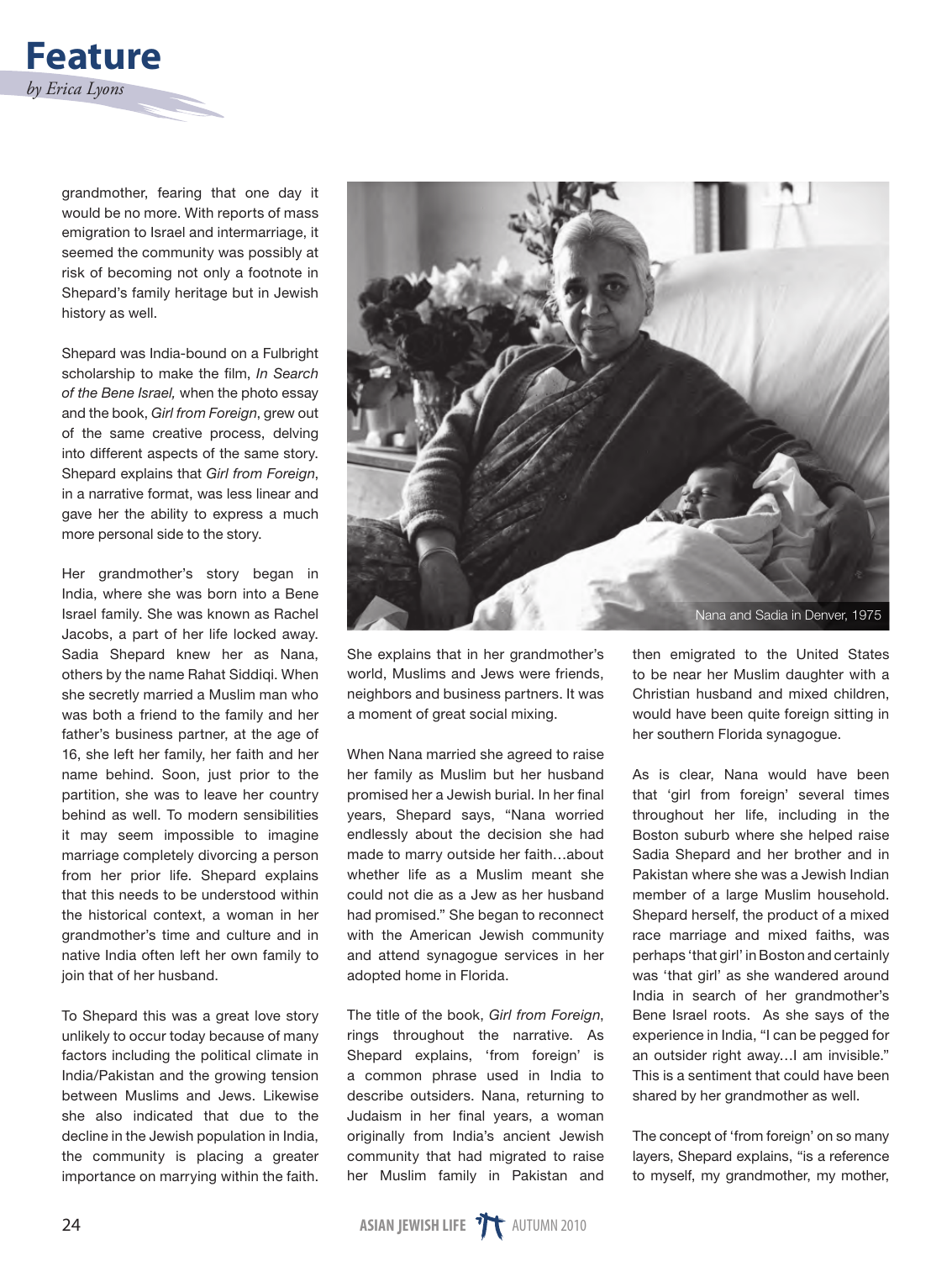# Feature

*by Erica Lyons*

grandmother, fearing that one day it would be no more. With reports of mass emigration to Israel and intermarriage, it seemed the community was possibly at risk of becoming not only a footnote in Shepard's family heritage but in Jewish history as well.

Shepard was India-bound on a Fulbright scholarship to make the film, *In Search of the Bene Israel,* when the photo essay and the book, *Girl from Foreign*, grew out of the same creative process, delving into different aspects of the same story. Shepard explains that *Girl from Foreign*, in a narrative format, was less linear and gave her the ability to express a much more personal side to the story.

Her grandmother's story began in India, where she was born into a Bene Israel family. She was known as Rachel Jacobs, a part of her life locked away. Sadia Shepard knew her as Nana, others by the name Rahat Siddiqi. When she secretly married a Muslim man who was both a friend to the family and her father's business partner, at the age of 16, she left her family, her faith and her name behind. Soon, just prior to the partition, she was to leave her country behind as well. To modern sensibilities it may seem impossible to imagine marriage completely divorcing a person from her prior life. Shepard explains that this needs to be understood within the historical context, a woman in her grandmother's time and culture and in native India often left her own family to join that of her husband.

To Shepard this was a great love story unlikely to occur today because of many factors including the political climate in India/Pakistan and the growing tension between Muslims and Jews. Likewise she also indicated that due to the decline in the Jewish population in India, the community is placing a greater importance on marrying within the faith.

Nana and Sadia in Denver, 1975

She explains that in her grandmother's world, Muslims and Jews were friends, neighbors and business partners. It was a moment of great social mixing.

When Nana married she agreed to raise her family as Muslim but her husband promised her a Jewish burial. In her final years, Shepard says, "Nana worried endlessly about the decision she had made to marry outside her faith…about whether life as a Muslim meant she could not die as a Jew as her husband had promised." She began to reconnect with the American Jewish community and attend synagogue services in her adopted home in Florida.

The title of the book, *Girl from Foreign*, rings throughout the narrative. As Shepard explains, 'from foreign' is a common phrase used in India to describe outsiders. Nana, returning to Judaism in her final years, a woman originally from India's ancient Jewish community that had migrated to raise her Muslim family in Pakistan and then emigrated to the United States to be near her Muslim daughter with a Christian husband and mixed children, would have been quite foreign sitting in her southern Florida synagogue.

As is clear, Nana would have been that 'girl from foreign' several times throughout her life, including in the Boston suburb where she helped raise Sadia Shepard and her brother and in Pakistan where she was a Jewish Indian member of a large Muslim household. Shepard herself, the product of a mixed race marriage and mixed faiths, was perhaps 'that girl' in Boston and certainly was 'that girl' as she wandered around India in search of her grandmother's Bene Israel roots. As she says of the experience in India, "I can be pegged for an outsider right away…I am invisible." This is a sentiment that could have been shared by her grandmother as well.

The concept of 'from foreign' on so many layers, Shepard explains, "is a reference to myself, my grandmother, my mother,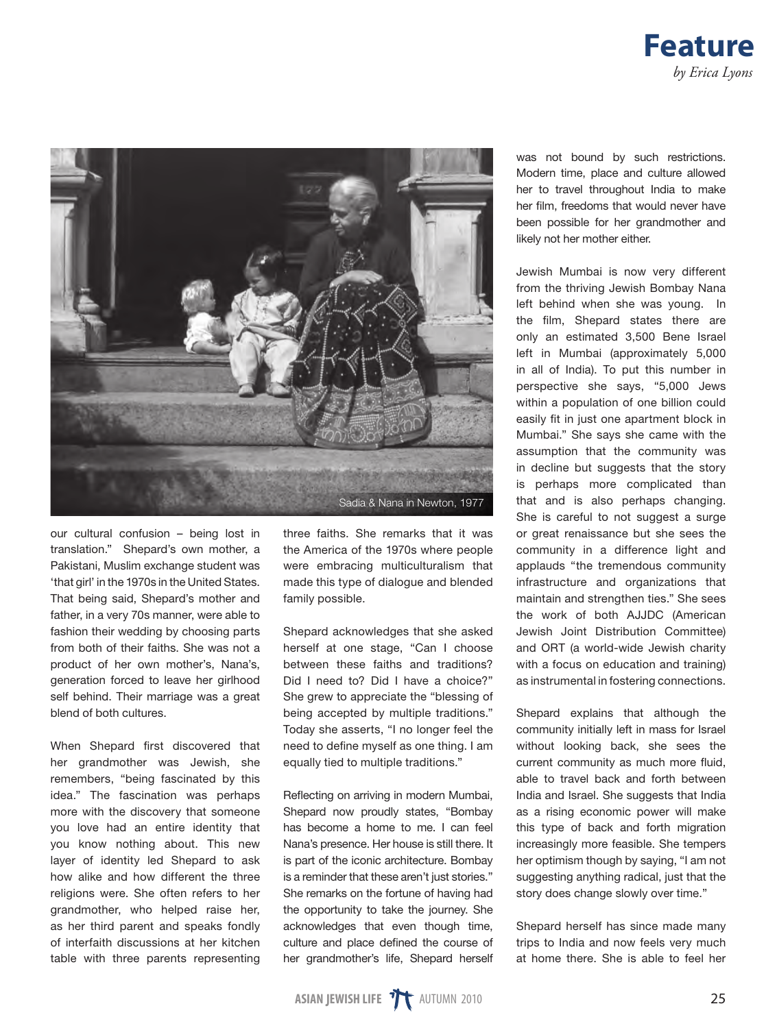# Feature

*by Erica Lyons*

Sadia & Nana in Newton, 1977

our cultural confusion – being lost in translation." Shepard's own mother, a Pakistani, Muslim exchange student was 'that girl' in the 1970s in the United States. That being said, Shepard's mother and father, in a very 70s manner, were able to fashion their wedding by choosing parts from both of their faiths. She was not a product of her own mother's, Nana's, generation forced to leave her girlhood self behind. Their marriage was a great blend of both cultures.

When Shepard first discovered that her grandmother was Jewish, she remembers, "being fascinated by this idea." The fascination was perhaps more with the discovery that someone you love had an entire identity that you know nothing about. This new layer of identity led Shepard to ask how alike and how different the three religions were. She often refers to her grandmother, who helped raise her, as her third parent and speaks fondly of interfaith discussions at her kitchen table with three parents representing three faiths. She remarks that it was the America of the 1970s where people were embracing multiculturalism that made this type of dialogue and blended family possible.

Shepard acknowledges that she asked herself at one stage, "Can I choose between these faiths and traditions? Did I need to? Did I have a choice?" She grew to appreciate the "blessing of being accepted by multiple traditions." Today she asserts, "I no longer feel the need to define myself as one thing. I am equally tied to multiple traditions."

Reflecting on arriving in modern Mumbai, Shepard now proudly states, "Bombay has become a home to me. I can feel Nana's presence. Her house is still there. It is part of the iconic architecture. Bombay is a reminder that these aren't just stories." She remarks on the fortune of having had the opportunity to take the journey. She acknowledges that even though time, culture and place defined the course of her grandmother's life, Shepard herself was not bound by such restrictions. Modern time, place and culture allowed her to travel throughout India to make her film, freedoms that would never have been possible for her grandmother and likely not her mother either.

Jewish Mumbai is now very different from the thriving Jewish Bombay Nana left behind when she was young. In the film, Shepard states there are only an estimated 3,500 Bene Israel left in Mumbai (approximately 5,000 in all of India). To put this number in perspective she says, "5,000 Jews within a population of one billion could easily fit in just one apartment block in Mumbai." She says she came with the assumption that the community was in decline but suggests that the story is perhaps more complicated than that and is also perhaps changing. She is careful to not suggest a surge or great renaissance but she sees the community in a difference light and applauds "the tremendous community infrastructure and organizations that maintain and strengthen ties." She sees the work of both AJJDC (American Jewish Joint Distribution Committee) and ORT (a world-wide Jewish charity with a focus on education and training) as instrumental in fostering connections.

Shepard explains that although the community initially left in mass for Israel without looking back, she sees the current community as much more fluid, able to travel back and forth between India and Israel. She suggests that India as a rising economic power will make this type of back and forth migration increasingly more feasible. She tempers her optimism though by saying, "I am not suggesting anything radical, just that the story does change slowly over time."

Shepard herself has since made many trips to India and now feels very much at home there. She is able to feel her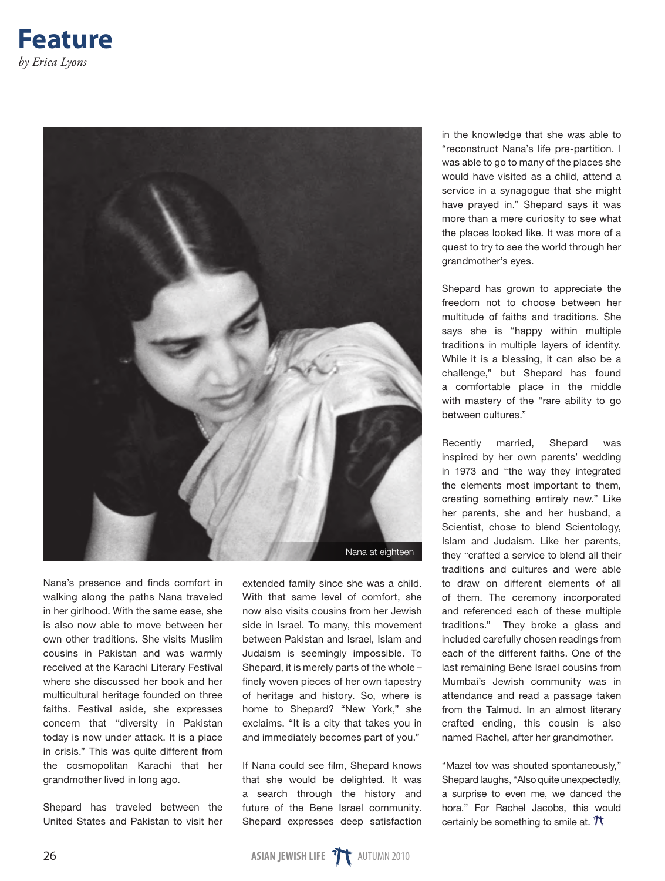# Feature

*by Erica Lyons*

Nana at eighteen

Nana's presence and finds comfort in walking along the paths Nana traveled in her girlhood. With the same ease, she is also now able to move between her own other traditions. She visits Muslim cousins in Pakistan and was warmly received at the Karachi Literary Festival where she discussed her book and her multicultural heritage founded on three faiths. Festival aside, she expresses concern that "diversity in Pakistan today is now under attack. It is a place in crisis." This was quite different from the cosmopolitan Karachi that her grandmother lived in long ago.

Shepard has traveled between the United States and Pakistan to visit her extended family since she was a child. With that same level of comfort, she now also visits cousins from her Jewish side in Israel. To many, this movement between Pakistan and Israel, Islam and Judaism is seemingly impossible. To Shepard, it is merely parts of the whole – finely woven pieces of her own tapestry of heritage and history. So, where is home to Shepard? "New York," she exclaims. "It is a city that takes you in and immediately becomes part of you."

If Nana could see film, Shepard knows that she would be delighted. It was a search through the history and future of the Bene Israel community. Shepard expresses deep satisfaction in the knowledge that she was able to "reconstruct Nana's life pre-partition. I was able to go to many of the places she would have visited as a child, attend a service in a synagogue that she might have prayed in." Shepard says it was more than a mere curiosity to see what the places looked like. It was more of a quest to try to see the world through her grandmother's eyes.

Shepard has grown to appreciate the freedom not to choose between her multitude of faiths and traditions. She says she is "happy within multiple traditions in multiple layers of identity. While it is a blessing, it can also be a challenge," but Shepard has found a comfortable place in the middle with mastery of the "rare ability to go between cultures."

Recently married, Shepard was inspired by her own parents' wedding in 1973 and "the way they integrated the elements most important to them, creating something entirely new." Like her parents, she and her husband, a Scientist, chose to blend Scientology, Islam and Judaism. Like her parents, they "crafted a service to blend all their traditions and cultures and were able to draw on different elements of all of them. The ceremony incorporated and referenced each of these multiple traditions." They broke a glass and included carefully chosen readings from each of the different faiths. One of the last remaining Bene Israel cousins from Mumbai's Jewish community was in attendance and read a passage taken from the Talmud. In an almost literary crafted ending, this cousin is also named Rachel, after her grandmother.

"Mazel tov was shouted spontaneously," Shepard laughs, "Also quite unexpectedly, a surprise to even me, we danced the hora." For Rachel Jacobs, this would certainly be something to smile at.